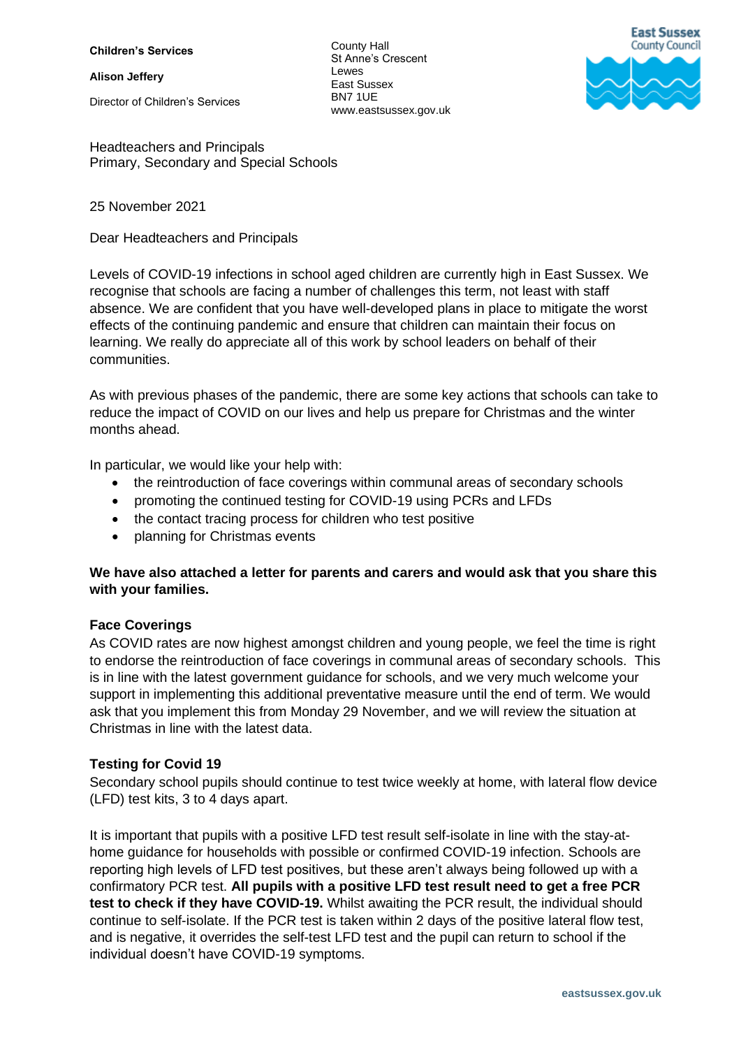**Children's Services**

**Alison Jeffery**

Director of Children's Services

County Hall
St Anne's Crescent
Lewes
East Sussex
BN7 1UE
www.eastsussex.gov.uk

East Sussex County Council

Headteachers and Principals
Primary, Secondary and Special Schools

25 November 2021

Dear Headteachers and Principals

Levels of COVID-19 infections in school aged children are currently high in East Sussex. We recognise that schools are facing a number of challenges this term, not least with staff absence. We are confident that you have well-developed plans in place to mitigate the worst effects of the continuing pandemic and ensure that children can maintain their focus on learning. We really do appreciate all of this work by school leaders on behalf of their communities.

As with previous phases of the pandemic, there are some key actions that schools can take to reduce the impact of COVID on our lives and help us prepare for Christmas and the winter months ahead.

In particular, we would like your help with:

- the reintroduction of face coverings within communal areas of secondary schools
- promoting the continued testing for COVID-19 using PCRs and LFDs
- the contact tracing process for children who test positive
- planning for Christmas events

**We have also attached a letter for parents and carers and would ask that you share this with your families.**

**Face Coverings**

As COVID rates are now highest amongst children and young people, we feel the time is right to endorse the reintroduction of face coverings in communal areas of secondary schools. This is in line with the latest government guidance for schools, and we very much welcome your support in implementing this additional preventative measure until the end of term. We would ask that you implement this from Monday 29 November, and we will review the situation at Christmas in line with the latest data.

**Testing for Covid 19**

Secondary school pupils should continue to test twice weekly at home, with lateral flow device (LFD) test kits, 3 to 4 days apart.

It is important that pupils with a positive LFD test result self-isolate in line with the stay-at-home guidance for households with possible or confirmed COVID-19 infection. Schools are reporting high levels of LFD test positives, but these aren't always being followed up with a confirmatory PCR test. **All pupils with a positive LFD test result need to get a free PCR test to check if they have COVID-19.** Whilst awaiting the PCR result, the individual should continue to self-isolate. If the PCR test is taken within 2 days of the positive lateral flow test, and is negative, it overrides the self-test LFD test and the pupil can return to school if the individual doesn't have COVID-19 symptoms.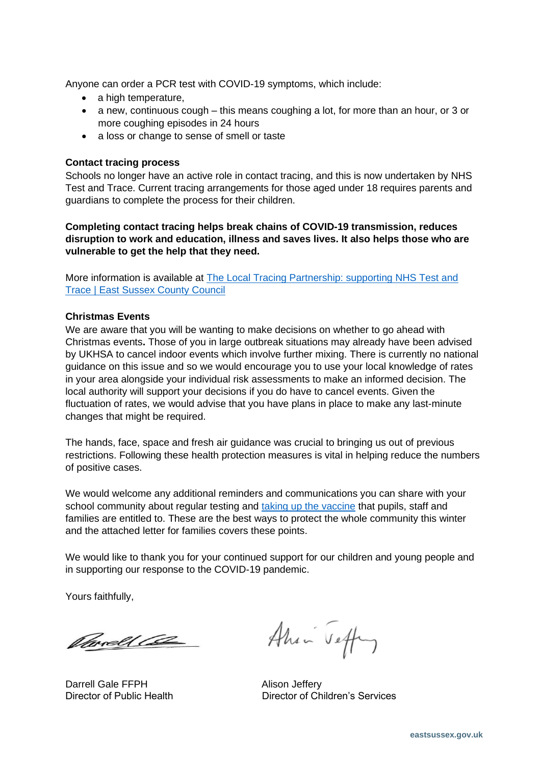Anyone can order a PCR test with COVID-19 symptoms, which include:

- a high temperature,
- a new, continuous cough – this means coughing a lot, for more than an hour, or 3 or more coughing episodes in 24 hours
- a loss or change to sense of smell or taste

**Contact tracing process**

Schools no longer have an active role in contact tracing, and this is now undertaken by NHS Test and Trace. Current tracing arrangements for those aged under 18 requires parents and guardians to complete the process for their children.

**Completing contact tracing helps break chains of COVID-19 transmission, reduces disruption to work and education, illness and saves lives. It also helps those who are vulnerable to get the help that they need.**

More information is available at The Local Tracing Partnership: supporting NHS Test and Trace | East Sussex County Council

**Christmas Events**

We are aware that you will be wanting to make decisions on whether to go ahead with Christmas events**.** Those of you in large outbreak situations may already have been advised by UKHSA to cancel indoor events which involve further mixing. There is currently no national guidance on this issue and so we would encourage you to use your local knowledge of rates in your area alongside your individual risk assessments to make an informed decision. The local authority will support your decisions if you do have to cancel events. Given the fluctuation of rates, we would advise that you have plans in place to make any last-minute changes that might be required.

The hands, face, space and fresh air guidance was crucial to bringing us out of previous restrictions. Following these health protection measures is vital in helping reduce the numbers of positive cases.

We would welcome any additional reminders and communications you can share with your school community about regular testing and taking up the vaccine that pupils, staff and families are entitled to. These are the best ways to protect the whole community this winter and the attached letter for families covers these points.

We would like to thank you for your continued support for our children and young people and in supporting our response to the COVID-19 pandemic.

Yours faithfully,

Darrell Gale FFPH
Director of Public Health

Alison Jeffery
Director of Children's Services